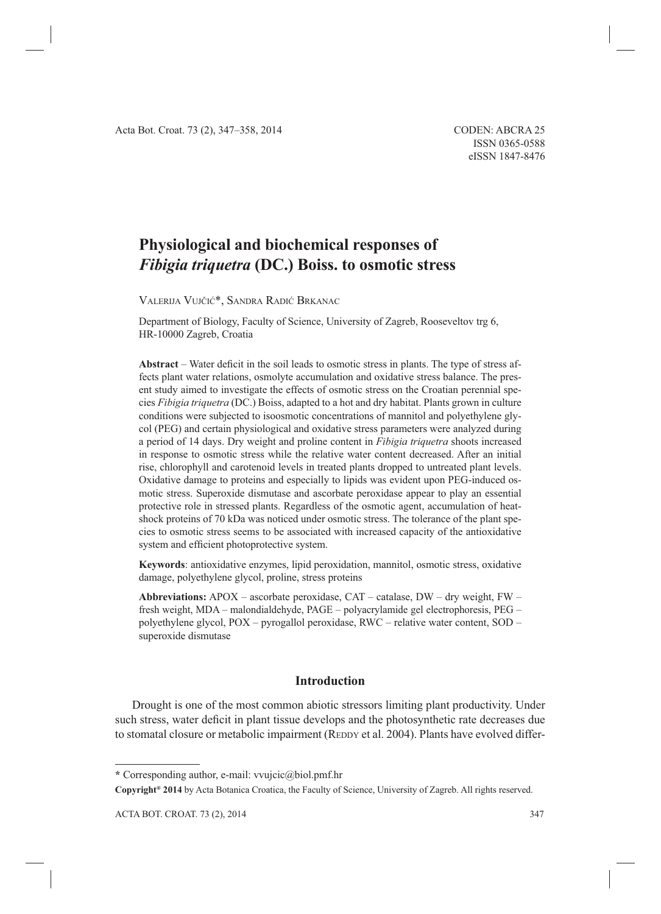# Physiological and biochemical responses of *Fibigia triquetra* (DC.) Boiss. to osmotic stress

Valerija Vujčić*, Sandra Radić Brkanac

Department of Biology, Faculty of Science, University of Zagreb, Rooseveltov trg 6, HR-10000 Zagreb, Croatia

**Abstract** – Water deficit in the soil leads to osmotic stress in plants. The type of stress affects plant water relations, osmolyte accumulation and oxidative stress balance. The present study aimed to investigate the effects of osmotic stress on the Croatian perennial species *Fibigia triquetra* (DC.) Boiss, adapted to a hot and dry habitat. Plants grown in culture conditions were subjected to isoosmotic concentrations of mannitol and polyethylene glycol (PEG) and certain physiological and oxidative stress parameters were analyzed during a period of 14 days. Dry weight and proline content in *Fibigia triquetra* shoots increased in response to osmotic stress while the relative water content decreased. After an initial rise, chlorophyll and carotenoid levels in treated plants dropped to untreated plant levels. Oxidative damage to proteins and especially to lipids was evident upon PEG-induced osmotic stress. Superoxide dismutase and ascorbate peroxidase appear to play an essential protective role in stressed plants. Regardless of the osmotic agent, accumulation of heat-shock proteins of 70 kDa was noticed under osmotic stress. The tolerance of the plant species to osmotic stress seems to be associated with increased capacity of the antioxidative system and efficient photoprotective system.

**Keywords**: antioxidative enzymes, lipid peroxidation, mannitol, osmotic stress, oxidative damage, polyethylene glycol, proline, stress proteins

**Abbreviations:** APOX – ascorbate peroxidase, CAT – catalase, DW – dry weight, FW – fresh weight, MDA – malondialdehyde, PAGE – polyacrylamide gel electrophoresis, PEG – polyethylene glycol, POX – pyrogallol peroxidase, RWC – relative water content, SOD – superoxide dismutase

## Introduction

Drought is one of the most common abiotic stressors limiting plant productivity. Under such stress, water deficit in plant tissue develops and the photosynthetic rate decreases due to stomatal closure or metabolic impairment (Reddy et al. 2004). Plants have evolved differ-

---

* Corresponding author, e-mail: vvujcic@biol.pmf.hr

**Copyright® 2014** by Acta Botanica Croatica, the Faculty of Science, University of Zagreb. All rights reserved.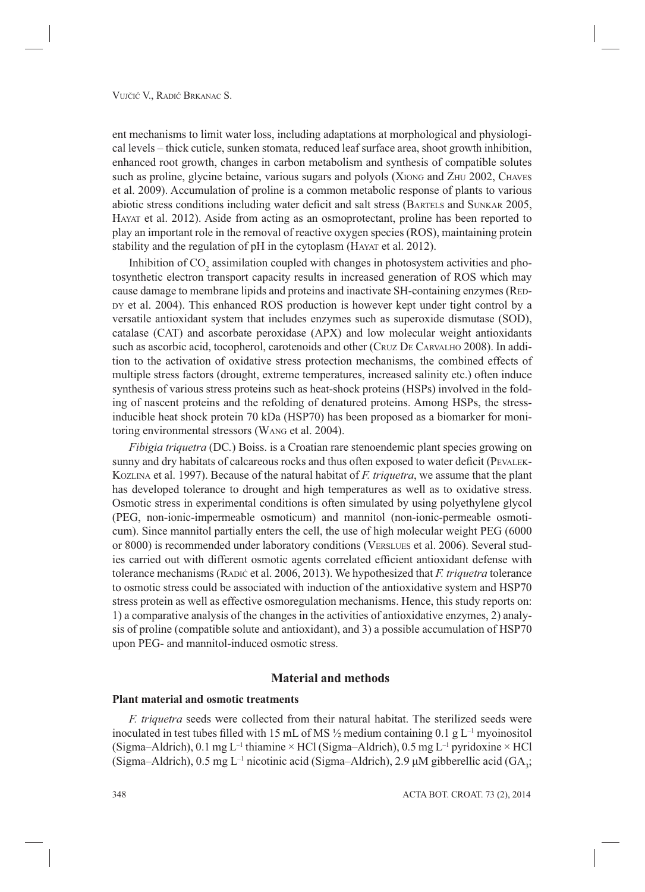ent mechanisms to limit water loss, including adaptations at morphological and physiological levels – thick cuticle, sunken stomata, reduced leaf surface area, shoot growth inhibition, enhanced root growth, changes in carbon metabolism and synthesis of compatible solutes such as proline, glycine betaine, various sugars and polyols (Xiong and Zhu 2002, Chaves et al. 2009). Accumulation of proline is a common metabolic response of plants to various abiotic stress conditions including water deficit and salt stress (Bartels and Sunkar 2005, Hayat et al. 2012). Aside from acting as an osmoprotectant, proline has been reported to play an important role in the removal of reactive oxygen species (ROS), maintaining protein stability and the regulation of pH in the cytoplasm (Hayat et al. 2012).

Inhibition of $CO_2$ assimilation coupled with changes in photosystem activities and photosynthetic electron transport capacity results in increased generation of ROS which may cause damage to membrane lipids and proteins and inactivate SH-containing enzymes (Reddy et al. 2004). This enhanced ROS production is however kept under tight control by a versatile antioxidant system that includes enzymes such as superoxide dismutase (SOD), catalase (CAT) and ascorbate peroxidase (APX) and low molecular weight antioxidants such as ascorbic acid, tocopherol, carotenoids and other (Cruz De Carvalho 2008). In addition to the activation of oxidative stress protection mechanisms, the combined effects of multiple stress factors (drought, extreme temperatures, increased salinity etc.) often induce synthesis of various stress proteins such as heat-shock proteins (HSPs) involved in the folding of nascent proteins and the refolding of denatured proteins. Among HSPs, the stress-inducible heat shock protein 70 kDa (HSP70) has been proposed as a biomarker for monitoring environmental stressors (Wang et al. 2004).

*Fibigia triquetra* (DC.) Boiss. is a Croatian rare stenoendemic plant species growing on sunny and dry habitats of calcareous rocks and thus often exposed to water deficit (Pevalek-Kozlina et al. 1997). Because of the natural habitat of *F. triquetra*, we assume that the plant has developed tolerance to drought and high temperatures as well as to oxidative stress. Osmotic stress in experimental conditions is often simulated by using polyethylene glycol (PEG, non-ionic-impermeable osmoticum) and mannitol (non-ionic-permeable osmoticum). Since mannitol partially enters the cell, the use of high molecular weight PEG (6000 or 8000) is recommended under laboratory conditions (Verslues et al. 2006). Several studies carried out with different osmotic agents correlated efficient antioxidant defense with tolerance mechanisms (Radić et al. 2006, 2013). We hypothesized that *F. triquetra* tolerance to osmotic stress could be associated with induction of the antioxidative system and HSP70 stress protein as well as effective osmoregulation mechanisms. Hence, this study reports on: 1) a comparative analysis of the changes in the activities of antioxidative enzymes, 2) analysis of proline (compatible solute and antioxidant), and 3) a possible accumulation of HSP70 upon PEG- and mannitol-induced osmotic stress.

## Material and methods

### Plant material and osmotic treatments

*F. triquetra* seeds were collected from their natural habitat. The sterilized seeds were inoculated in test tubes filled with 15 mL of MS ½ medium containing 0.1 g $L^{-1}$ myoinositol (Sigma–Aldrich), 0.1 mg $L^{-1}$ thiamine × HCl (Sigma–Aldrich), 0.5 mg $L^{-1}$ pyridoxine × HCl (Sigma–Aldrich), 0.5 mg $L^{-1}$ nicotinic acid (Sigma–Aldrich), 2.9 μM gibberellic acid ($GA_3$;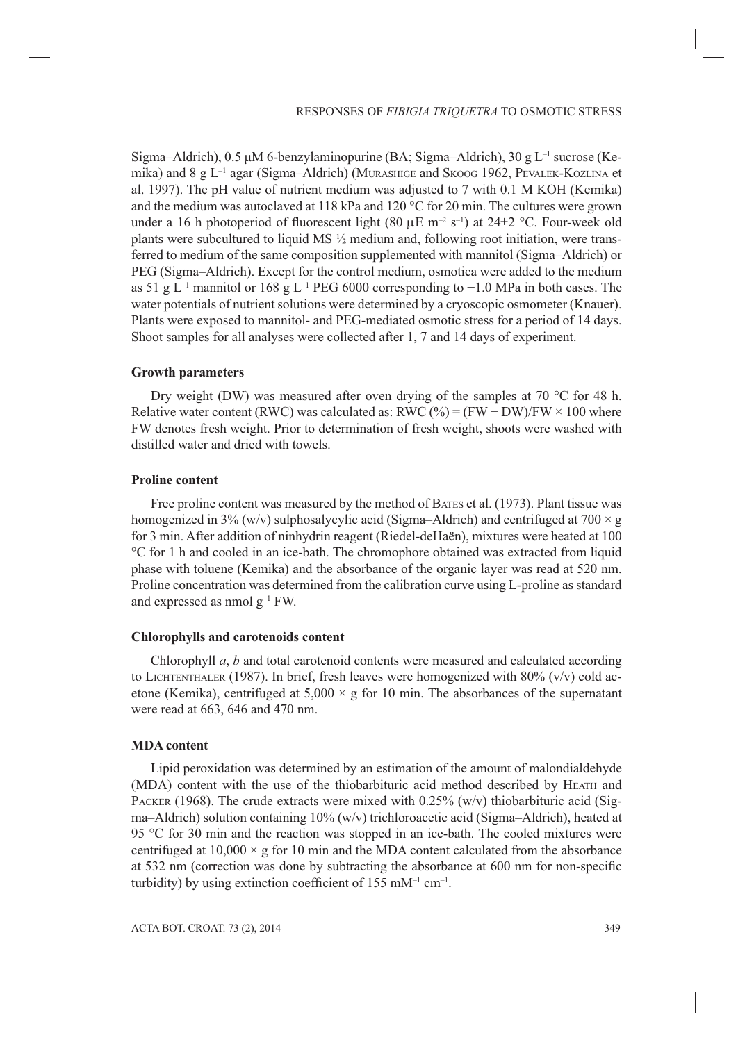Sigma–Aldrich), 0.5 μM 6-benzylaminopurine (BA; Sigma–Aldrich), 30 g $L^{-1}$ sucrose (Kemika) and 8 g $L^{-1}$ agar (Sigma–Aldrich) (Murashige and Skoog 1962, Pevalek-Kozlina et al. 1997). The pH value of nutrient medium was adjusted to 7 with 0.1 M KOH (Kemika) and the medium was autoclaved at 118 kPa and 120 °C for 20 min. The cultures were grown under a 16 h photoperiod of fluorescent light (80 μE $m^{-2}$ $s^{-1}$) at 24±2 °C. Four-week old plants were subcultured to liquid MS ½ medium and, following root initiation, were transferred to medium of the same composition supplemented with mannitol (Sigma–Aldrich) or PEG (Sigma–Aldrich). Except for the control medium, osmotica were added to the medium as 51 g $L^{-1}$ mannitol or 168 g $L^{-1}$ PEG 6000 corresponding to −1.0 MPa in both cases. The water potentials of nutrient solutions were determined by a cryoscopic osmometer (Knauer). Plants were exposed to mannitol- and PEG-mediated osmotic stress for a period of 14 days. Shoot samples for all analyses were collected after 1, 7 and 14 days of experiment.

### Growth parameters

Dry weight (DW) was measured after oven drying of the samples at 70 °C for 48 h. Relative water content (RWC) was calculated as: RWC (%) = (FW − DW)/FW × 100 where FW denotes fresh weight. Prior to determination of fresh weight, shoots were washed with distilled water and dried with towels.

### Proline content

Free proline content was measured by the method of Bates et al. (1973). Plant tissue was homogenized in 3% (w/v) sulphosalycylic acid (Sigma–Aldrich) and centrifuged at 700 × g for 3 min. After addition of ninhydrin reagent (Riedel-deHaën), mixtures were heated at 100 °C for 1 h and cooled in an ice-bath. The chromophore obtained was extracted from liquid phase with toluene (Kemika) and the absorbance of the organic layer was read at 520 nm. Proline concentration was determined from the calibration curve using L-proline as standard and expressed as nmol $g^{-1}$ FW.

### Chlorophylls and carotenoids content

Chlorophyll *a*, *b* and total carotenoid contents were measured and calculated according to Lichtenthaler (1987). In brief, fresh leaves were homogenized with 80% (v/v) cold acetone (Kemika), centrifuged at 5,000 × g for 10 min. The absorbances of the supernatant were read at 663, 646 and 470 nm.

### MDA content

Lipid peroxidation was determined by an estimation of the amount of malondialdehyde (MDA) content with the use of the thiobarbituric acid method described by Heath and Packer (1968). The crude extracts were mixed with 0.25% (w/v) thiobarbituric acid (Sigma–Aldrich) solution containing 10% (w/v) trichloroacetic acid (Sigma–Aldrich), heated at 95 °C for 30 min and the reaction was stopped in an ice-bath. The cooled mixtures were centrifuged at 10,000 × g for 10 min and the MDA content calculated from the absorbance at 532 nm (correction was done by subtracting the absorbance at 600 nm for non-specific turbidity) by using extinction coefficient of 155 $mM^{-1}$ $cm^{-1}$.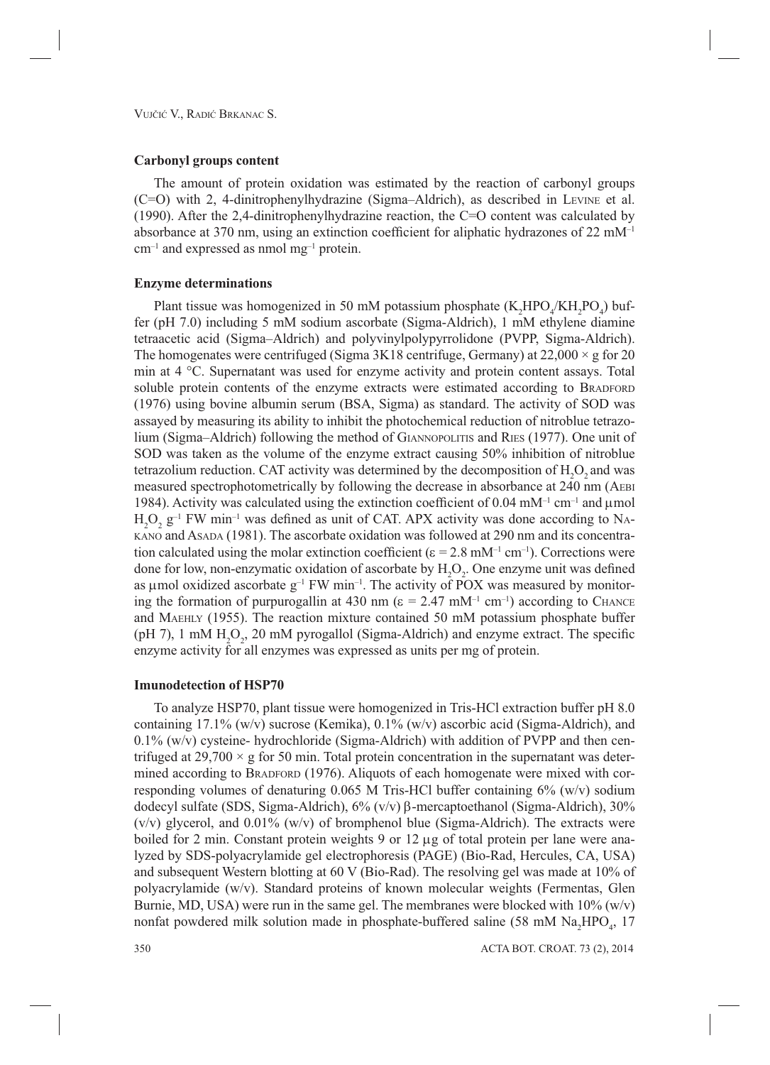### Carbonyl groups content

The amount of protein oxidation was estimated by the reaction of carbonyl groups (C=O) with 2, 4-dinitrophenylhydrazine (Sigma–Aldrich), as described in LEVINE et al. (1990). After the 2,4-dinitrophenylhydrazine reaction, the C=O content was calculated by absorbance at 370 nm, using an extinction coefficient for aliphatic hydrazones of 22 $mM^{-1}$ $cm^{-1}$ and expressed as nmol $mg^{-1}$ protein.

### Enzyme determinations

Plant tissue was homogenized in 50 mM potassium phosphate ($K_2HPO_4$/$KH_2PO_4$) buffer (pH 7.0) including 5 mM sodium ascorbate (Sigma-Aldrich), 1 mM ethylene diamine tetraacetic acid (Sigma–Aldrich) and polyvinylpolypyrrolidone (PVPP, Sigma-Aldrich). The homogenates were centrifuged (Sigma 3K18 centrifuge, Germany) at 22,000 × g for 20 min at 4 °C. Supernatant was used for enzyme activity and protein content assays. Total soluble protein contents of the enzyme extracts were estimated according to BRADFORD (1976) using bovine albumin serum (BSA, Sigma) as standard. The activity of SOD was assayed by measuring its ability to inhibit the photochemical reduction of nitroblue tetrazolium (Sigma–Aldrich) following the method of GIANNOPOLITIS and RIES (1977). One unit of SOD was taken as the volume of the enzyme extract causing 50% inhibition of nitroblue tetrazolium reduction. CAT activity was determined by the decomposition of $H_2O_2$ and was measured spectrophotometrically by following the decrease in absorbance at 240 nm (AEBI 1984). Activity was calculated using the extinction coefficient of 0.04 $mM^{-1}$ $cm^{-1}$ and μmol $H_2O_2$ $g^{-1}$ FW $min^{-1}$ was defined as unit of CAT. APX activity was done according to NAKANO and ASADA (1981). The ascorbate oxidation was followed at 290 nm and its concentration calculated using the molar extinction coefficient ($\varepsilon$ = 2.8 $mM^{-1}$ $cm^{-1}$). Corrections were done for low, non-enzymatic oxidation of ascorbate by $H_2O_2$. One enzyme unit was defined as μmol oxidized ascorbate $g^{-1}$ FW $min^{-1}$. The activity of POX was measured by monitoring the formation of purpurogallin at 430 nm ($\varepsilon$ = 2.47 $mM^{-1}$ $cm^{-1}$) according to CHANCE and MAEHLY (1955). The reaction mixture contained 50 mM potassium phosphate buffer (pH 7), 1 mM $H_2O_2$, 20 mM pyrogallol (Sigma-Aldrich) and enzyme extract. The specific enzyme activity for all enzymes was expressed as units per mg of protein.

### Imunodetection of HSP70

To analyze HSP70, plant tissue were homogenized in Tris-HCl extraction buffer pH 8.0 containing 17.1% (w/v) sucrose (Kemika), 0.1% (w/v) ascorbic acid (Sigma-Aldrich), and 0.1% (w/v) cysteine- hydrochloride (Sigma-Aldrich) with addition of PVPP and then centrifuged at 29,700 × g for 50 min. Total protein concentration in the supernatant was determined according to BRADFORD (1976). Aliquots of each homogenate were mixed with corresponding volumes of denaturing 0.065 M Tris-HCl buffer containing 6% (w/v) sodium dodecyl sulfate (SDS, Sigma-Aldrich), 6% (v/v) β-mercaptoethanol (Sigma-Aldrich), 30% (v/v) glycerol, and 0.01% (w/v) of bromphenol blue (Sigma-Aldrich). The extracts were boiled for 2 min. Constant protein weights 9 or 12 μg of total protein per lane were analyzed by SDS-polyacrylamide gel electrophoresis (PAGE) (Bio-Rad, Hercules, CA, USA) and subsequent Western blotting at 60 V (Bio-Rad). The resolving gel was made at 10% of polyacrylamide (w/v). Standard proteins of known molecular weights (Fermentas, Glen Burnie, MD, USA) were run in the same gel. The membranes were blocked with 10% (w/v) nonfat powdered milk solution made in phosphate-buffered saline (58 mM $Na_2HPO_4$, 17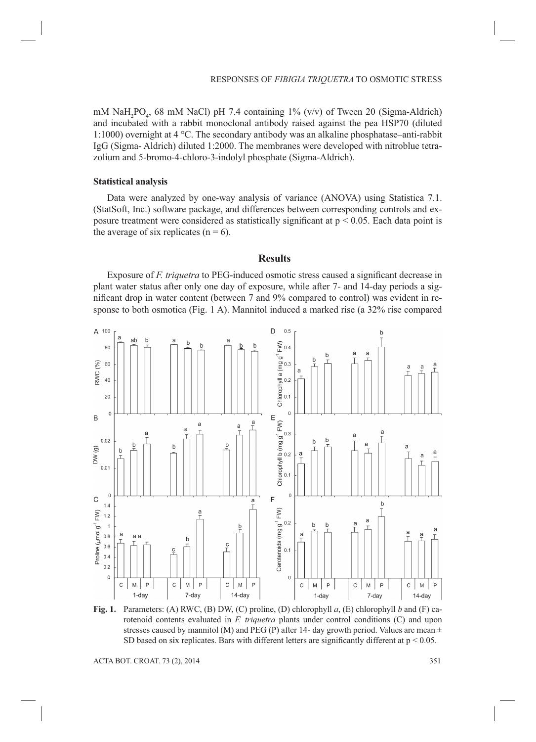mM $NaH_2PO_4$, 68 mM NaCl) pH 7.4 containing 1% (v/v) of Tween 20 (Sigma-Aldrich) and incubated with a rabbit monoclonal antibody raised against the pea HSP70 (diluted 1:1000) overnight at 4 °C. The secondary antibody was an alkaline phosphatase–anti-rabbit IgG (Sigma- Aldrich) diluted 1:2000. The membranes were developed with nitroblue tetrazolium and 5-bromo-4-chloro-3-indolyl phosphate (Sigma-Aldrich).

### Statistical analysis

Data were analyzed by one-way analysis of variance (ANOVA) using Statistica 7.1. (StatSoft, Inc.) software package, and differences between corresponding controls and exposure treatment were considered as statistically significant at $p < 0.05$. Each data point is the average of six replicates ($n = 6$).

## Results

Exposure of *F. triquetra* to PEG-induced osmotic stress caused a significant decrease in plant water status after only one day of exposure, while after 7- and 14-day periods a significant drop in water content (between 7 and 9% compared to control) was evident in response to both osmotica (Fig. 1 A). Mannitol induced a marked rise (a 32% rise compared

**Fig. 1.** Parameters: (A) RWC, (B) DW, (C) proline, (D) chlorophyll *a*, (E) chlorophyll *b* and (F) carotenoid contents evaluated in *F. triquetra* plants under control conditions (C) and upon stresses caused by mannitol (M) and PEG (P) after 14- day growth period. Values are mean ± SD based on six replicates. Bars with different letters are significantly different at $p < 0.05$.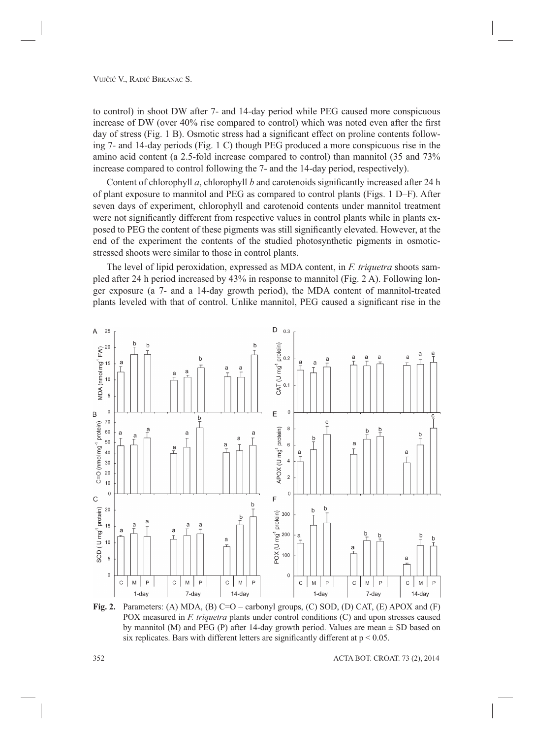to control) in shoot DW after 7- and 14-day period while PEG caused more conspicuous increase of DW (over 40% rise compared to control) which was noted even after the first day of stress (Fig. 1 B). Osmotic stress had a significant effect on proline contents following 7- and 14-day periods (Fig. 1 C) though PEG produced a more conspicuous rise in the amino acid content (a 2.5-fold increase compared to control) than mannitol (35 and 73% increase compared to control following the 7- and the 14-day period, respectively).

Content of chlorophyll *a*, chlorophyll *b* and carotenoids significantly increased after 24 h of plant exposure to mannitol and PEG as compared to control plants (Figs. 1 D–F). After seven days of experiment, chlorophyll and carotenoid contents under mannitol treatment were not significantly different from respective values in control plants while in plants exposed to PEG the content of these pigments was still significantly elevated. However, at the end of the experiment the contents of the studied photosynthetic pigments in osmotic-stressed shoots were similar to those in control plants.

The level of lipid peroxidation, expressed as MDA content, in *F. triquetra* shoots sampled after 24 h period increased by 43% in response to mannitol (Fig. 2 A). Following longer exposure (a 7- and a 14-day growth period), the MDA content of mannitol-treated plants leveled with that of control. Unlike mannitol, PEG caused a significant rise in the

**Fig. 2.** Parameters: (A) MDA, (B) C=O – carbonyl groups, (C) SOD, (D) CAT, (E) APOX and (F) POX measured in *F. triquetra* plants under control conditions (C) and upon stresses caused by mannitol (M) and PEG (P) after 14-day growth period. Values are mean ± SD based on six replicates. Bars with different letters are significantly different at $p < 0.05$.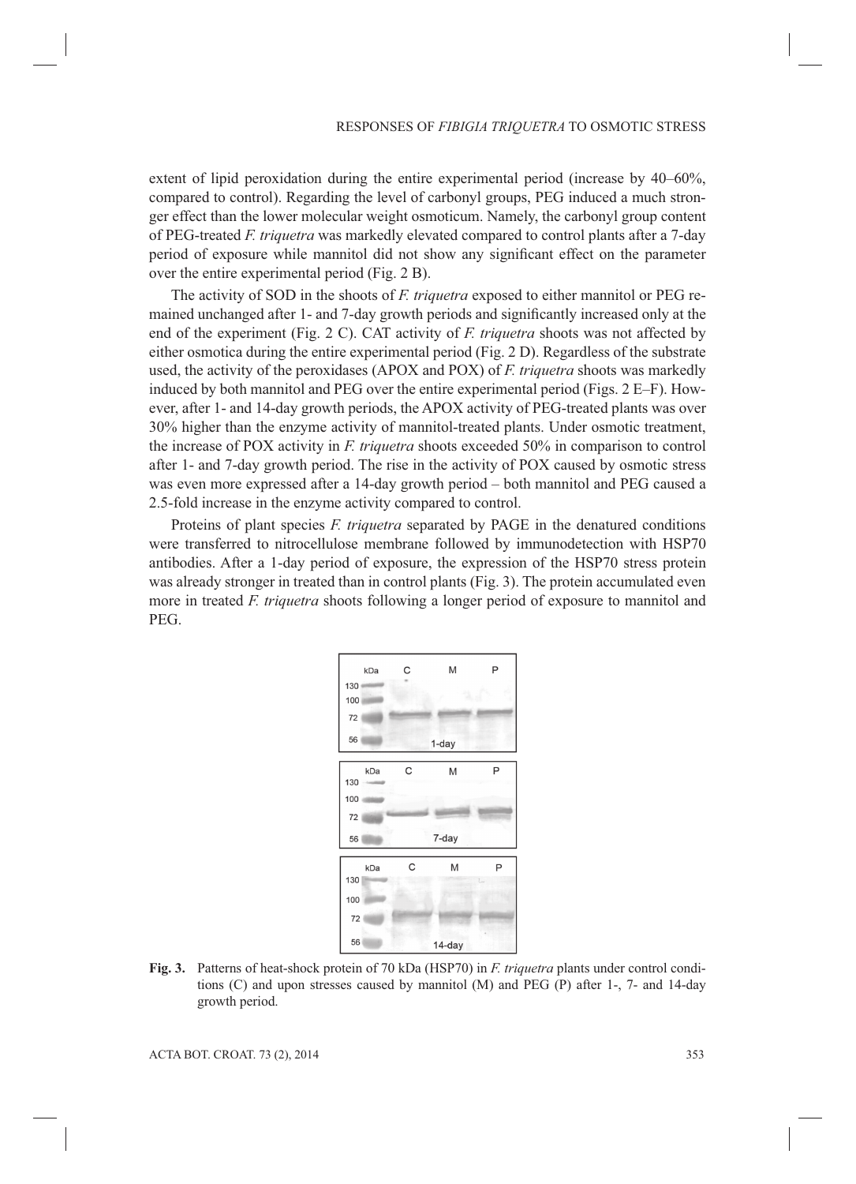extent of lipid peroxidation during the entire experimental period (increase by 40–60%, compared to control). Regarding the level of carbonyl groups, PEG induced a much stronger effect than the lower molecular weight osmoticum. Namely, the carbonyl group content of PEG-treated *F. triquetra* was markedly elevated compared to control plants after a 7-day period of exposure while mannitol did not show any significant effect on the parameter over the entire experimental period (Fig. 2 B).

The activity of SOD in the shoots of *F. triquetra* exposed to either mannitol or PEG remained unchanged after 1- and 7-day growth periods and significantly increased only at the end of the experiment (Fig. 2 C). CAT activity of *F. triquetra* shoots was not affected by either osmotica during the entire experimental period (Fig. 2 D). Regardless of the substrate used, the activity of the peroxidases (APOX and POX) of *F. triquetra* shoots was markedly induced by both mannitol and PEG over the entire experimental period (Figs. 2 E–F). However, after 1- and 14-day growth periods, the APOX activity of PEG-treated plants was over 30% higher than the enzyme activity of mannitol-treated plants. Under osmotic treatment, the increase of POX activity in *F. triquetra* shoots exceeded 50% in comparison to control after 1- and 7-day growth period. The rise in the activity of POX caused by osmotic stress was even more expressed after a 14-day growth period – both mannitol and PEG caused a 2.5-fold increase in the enzyme activity compared to control.

Proteins of plant species *F. triquetra* separated by PAGE in the denatured conditions were transferred to nitrocellulose membrane followed by immunodetection with HSP70 antibodies. After a 1-day period of exposure, the expression of the HSP70 stress protein was already stronger in treated than in control plants (Fig. 3). The protein accumulated even more in treated *F. triquetra* shoots following a longer period of exposure to mannitol and PEG.

**Fig. 3.** Patterns of heat-shock protein of 70 kDa (HSP70) in *F. triquetra* plants under control conditions (C) and upon stresses caused by mannitol (M) and PEG (P) after 1-, 7- and 14-day growth period.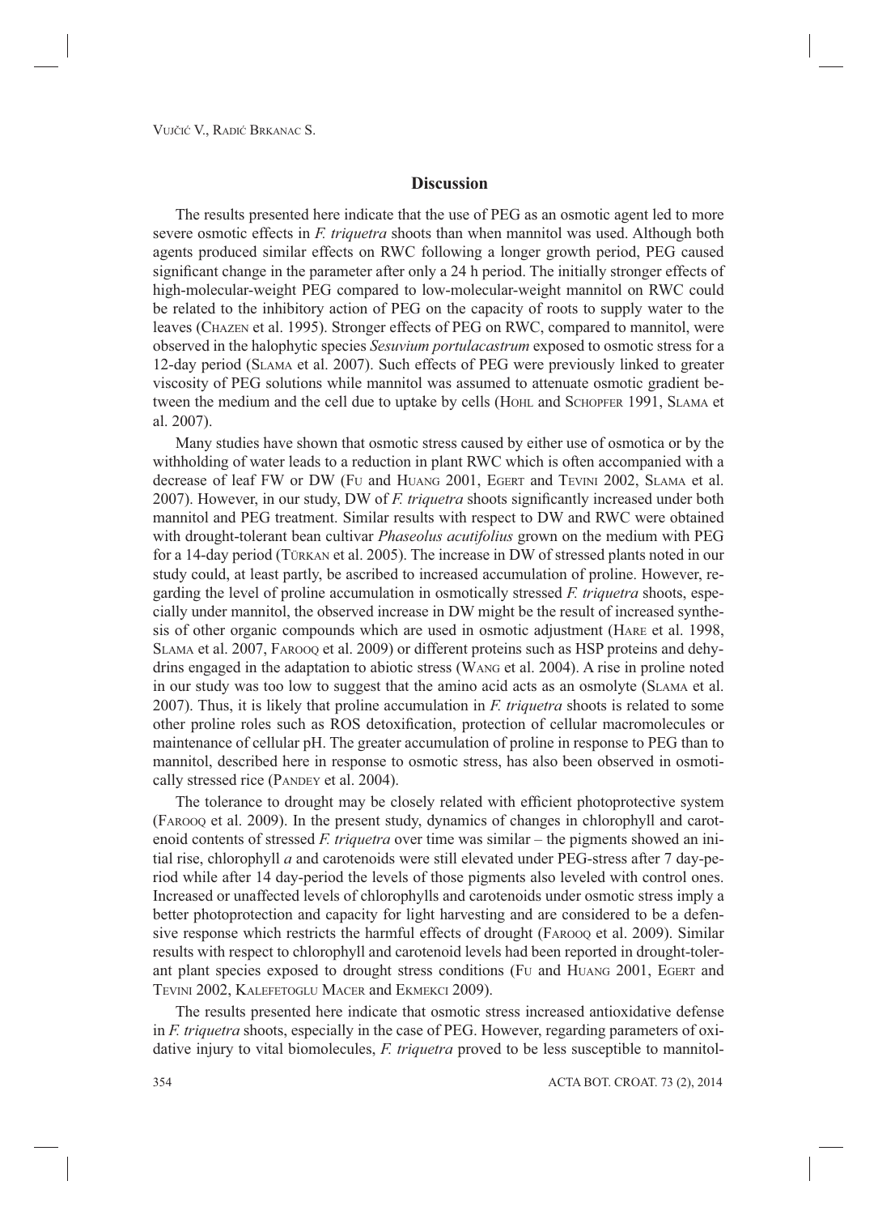## Discussion

The results presented here indicate that the use of PEG as an osmotic agent led to more severe osmotic effects in *F. triquetra* shoots than when mannitol was used. Although both agents produced similar effects on RWC following a longer growth period, PEG caused significant change in the parameter after only a 24 h period. The initially stronger effects of high-molecular-weight PEG compared to low-molecular-weight mannitol on RWC could be related to the inhibitory action of PEG on the capacity of roots to supply water to the leaves (Chazen et al. 1995). Stronger effects of PEG on RWC, compared to mannitol, were observed in the halophytic species *Sesuvium portulacastrum* exposed to osmotic stress for a 12-day period (Slama et al. 2007). Such effects of PEG were previously linked to greater viscosity of PEG solutions while mannitol was assumed to attenuate osmotic gradient between the medium and the cell due to uptake by cells (Hohl and Schopfer 1991, Slama et al. 2007).

Many studies have shown that osmotic stress caused by either use of osmotica or by the withholding of water leads to a reduction in plant RWC which is often accompanied with a decrease of leaf FW or DW (Fu and Huang 2001, Egert and Tevini 2002, Slama et al. 2007). However, in our study, DW of *F. triquetra* shoots significantly increased under both mannitol and PEG treatment. Similar results with respect to DW and RWC were obtained with drought-tolerant bean cultivar *Phaseolus acutifolius* grown on the medium with PEG for a 14-day period (Türkan et al. 2005). The increase in DW of stressed plants noted in our study could, at least partly, be ascribed to increased accumulation of proline. However, regarding the level of proline accumulation in osmotically stressed *F. triquetra* shoots, especially under mannitol, the observed increase in DW might be the result of increased synthesis of other organic compounds which are used in osmotic adjustment (Hare et al. 1998, Slama et al. 2007, Farooq et al. 2009) or different proteins such as HSP proteins and dehydrins engaged in the adaptation to abiotic stress (Wang et al. 2004). A rise in proline noted in our study was too low to suggest that the amino acid acts as an osmolyte (Slama et al. 2007). Thus, it is likely that proline accumulation in *F. triquetra* shoots is related to some other proline roles such as ROS detoxification, protection of cellular macromolecules or maintenance of cellular pH. The greater accumulation of proline in response to PEG than to mannitol, described here in response to osmotic stress, has also been observed in osmotically stressed rice (Pandey et al. 2004).

The tolerance to drought may be closely related with efficient photoprotective system (Farooq et al. 2009). In the present study, dynamics of changes in chlorophyll and carotenoid contents of stressed *F. triquetra* over time was similar – the pigments showed an initial rise, chlorophyll *a* and carotenoids were still elevated under PEG-stress after 7 day-period while after 14 day-period the levels of those pigments also leveled with control ones. Increased or unaffected levels of chlorophylls and carotenoids under osmotic stress imply a better photoprotection and capacity for light harvesting and are considered to be a defensive response which restricts the harmful effects of drought (Farooq et al. 2009). Similar results with respect to chlorophyll and carotenoid levels had been reported in drought-tolerant plant species exposed to drought stress conditions (Fu and Huang 2001, Egert and Tevini 2002, Kalefetoglu Macer and Ekmekci 2009).

The results presented here indicate that osmotic stress increased antioxidative defense in *F. triquetra* shoots, especially in the case of PEG. However, regarding parameters of oxidative injury to vital biomolecules, *F. triquetra* proved to be less susceptible to mannitol-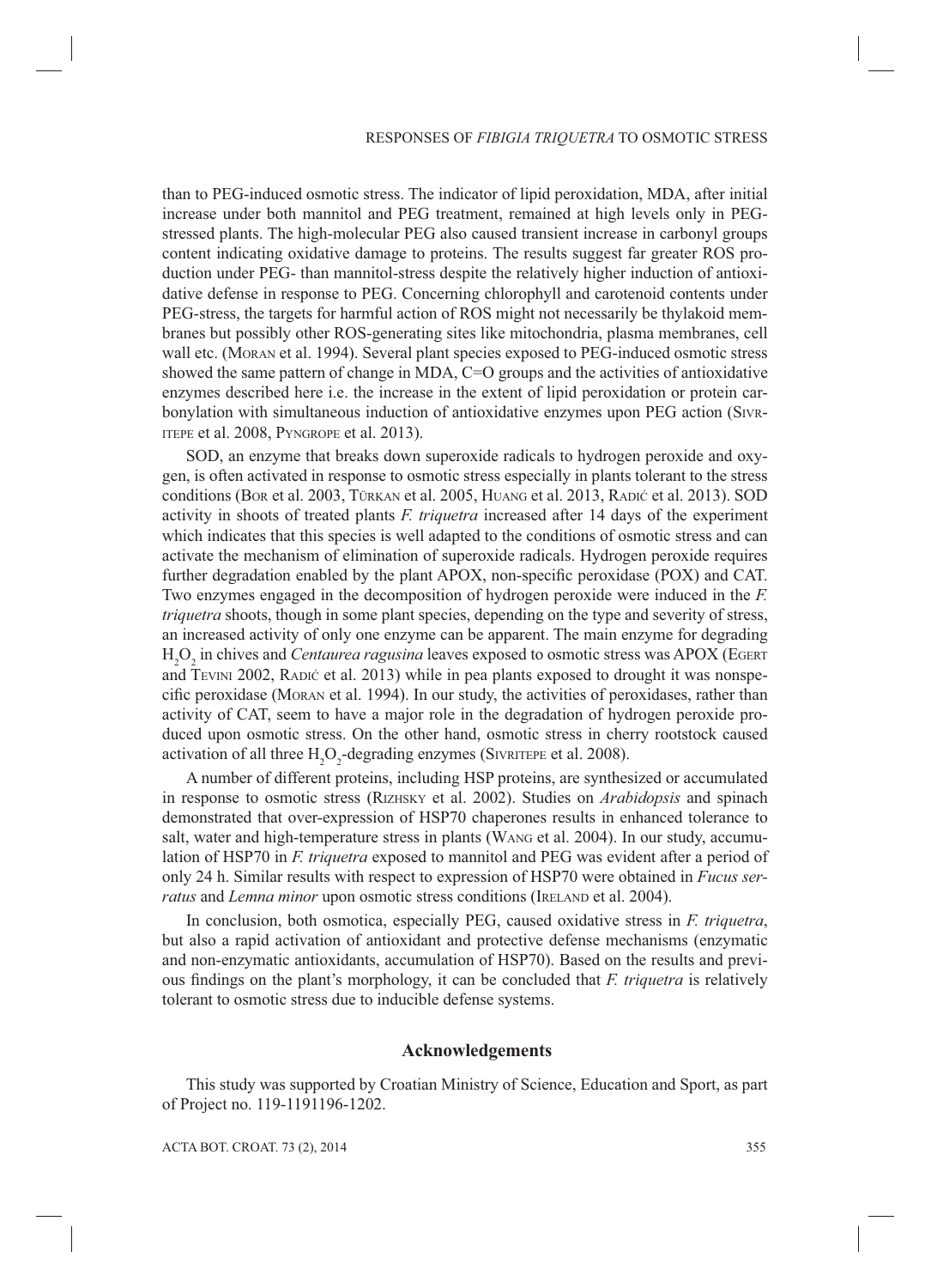than to PEG-induced osmotic stress. The indicator of lipid peroxidation, MDA, after initial increase under both mannitol and PEG treatment, remained at high levels only in PEG-stressed plants. The high-molecular PEG also caused transient increase in carbonyl groups content indicating oxidative damage to proteins. The results suggest far greater ROS production under PEG- than mannitol-stress despite the relatively higher induction of antioxidative defense in response to PEG. Concerning chlorophyll and carotenoid contents under PEG-stress, the targets for harmful action of ROS might not necessarily be thylakoid membranes but possibly other ROS-generating sites like mitochondria, plasma membranes, cell wall etc. (Moran et al. 1994). Several plant species exposed to PEG-induced osmotic stress showed the same pattern of change in MDA, C=O groups and the activities of antioxidative enzymes described here i.e. the increase in the extent of lipid peroxidation or protein carbonylation with simultaneous induction of antioxidative enzymes upon PEG action (Sivritepe et al. 2008, Pyngrope et al. 2013).

SOD, an enzyme that breaks down superoxide radicals to hydrogen peroxide and oxygen, is often activated in response to osmotic stress especially in plants tolerant to the stress conditions (Bor et al. 2003, Türkan et al. 2005, Huang et al. 2013, Radić et al. 2013). SOD activity in shoots of treated plants *F. triquetra* increased after 14 days of the experiment which indicates that this species is well adapted to the conditions of osmotic stress and can activate the mechanism of elimination of superoxide radicals. Hydrogen peroxide requires further degradation enabled by the plant APOX, non-specific peroxidase (POX) and CAT. Two enzymes engaged in the decomposition of hydrogen peroxide were induced in the *F. triquetra* shoots, though in some plant species, depending on the type and severity of stress, an increased activity of only one enzyme can be apparent. The main enzyme for degrading $H_2O_2$ in chives and *Centaurea ragusina* leaves exposed to osmotic stress was APOX (Egert and Tevini 2002, Radić et al. 2013) while in pea plants exposed to drought it was nonspecific peroxidase (Moran et al. 1994). In our study, the activities of peroxidases, rather than activity of CAT, seem to have a major role in the degradation of hydrogen peroxide produced upon osmotic stress. On the other hand, osmotic stress in cherry rootstock caused activation of all three $H_2O_2$-degrading enzymes (Sivritepe et al. 2008).

A number of different proteins, including HSP proteins, are synthesized or accumulated in response to osmotic stress (Rizhsky et al. 2002). Studies on *Arabidopsis* and spinach demonstrated that over-expression of HSP70 chaperones results in enhanced tolerance to salt, water and high-temperature stress in plants (Wang et al. 2004). In our study, accumulation of HSP70 in *F. triquetra* exposed to mannitol and PEG was evident after a period of only 24 h. Similar results with respect to expression of HSP70 were obtained in *Fucus serratus* and *Lemna minor* upon osmotic stress conditions (Ireland et al. 2004).

In conclusion, both osmotica, especially PEG, caused oxidative stress in *F. triquetra*, but also a rapid activation of antioxidant and protective defense mechanisms (enzymatic and non-enzymatic antioxidants, accumulation of HSP70). Based on the results and previous findings on the plant's morphology, it can be concluded that *F. triquetra* is relatively tolerant to osmotic stress due to inducible defense systems.

## Acknowledgements

This study was supported by Croatian Ministry of Science, Education and Sport, as part of Project no. 119-1191196-1202.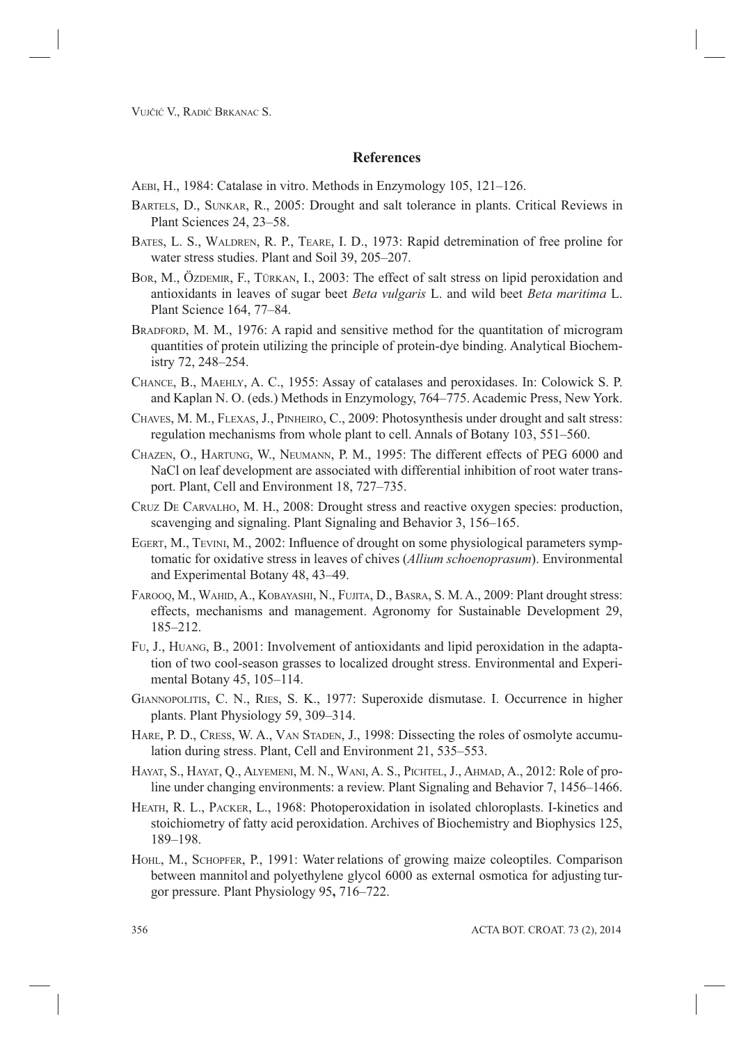## References

Aebi, H., 1984: Catalase in vitro. Methods in Enzymology 105, 121–126.

Bartels, D., Sunkar, R., 2005: Drought and salt tolerance in plants. Critical Reviews in Plant Sciences 24, 23–58.

Bates, L. S., Waldren, R. P., Teare, I. D., 1973: Rapid detremination of free proline for water stress studies. Plant and Soil 39, 205–207.

Bor, M., Özdemir, F., Türkan, I., 2003: The effect of salt stress on lipid peroxidation and antioxidants in leaves of sugar beet *Beta vulgaris* L. and wild beet *Beta maritima* L. Plant Science 164, 77–84.

Bradford, M. M., 1976: A rapid and sensitive method for the quantitation of microgram quantities of protein utilizing the principle of protein-dye binding. Analytical Biochemistry 72, 248–254.

Chance, B., Maehly, A. C., 1955: Assay of catalases and peroxidases. In: Colowick S. P. and Kaplan N. O. (eds.) Methods in Enzymology, 764–775. Academic Press, New York.

Chaves, M. M., Flexas, J., Pinheiro, C., 2009: Photosynthesis under drought and salt stress: regulation mechanisms from whole plant to cell. Annals of Botany 103, 551–560.

Chazen, O., Hartung, W., Neumann, P. M., 1995: The different effects of PEG 6000 and NaCl on leaf development are associated with differential inhibition of root water transport. Plant, Cell and Environment 18, 727–735.

Cruz De Carvalho, M. H., 2008: Drought stress and reactive oxygen species: production, scavenging and signaling. Plant Signaling and Behavior 3, 156–165.

Egert, M., Tevini, M., 2002: Influence of drought on some physiological parameters symptomatic for oxidative stress in leaves of chives (*Allium schoenoprasum*). Environmental and Experimental Botany 48, 43–49.

Farooq, M., Wahid, A., Kobayashi, N., Fujita, D., Basra, S. M. A., 2009: Plant drought stress: effects, mechanisms and management. Agronomy for Sustainable Development 29, 185–212.

Fu, J., Huang, B., 2001: Involvement of antioxidants and lipid peroxidation in the adaptation of two cool-season grasses to localized drought stress. Environmental and Experimental Botany 45, 105–114.

Giannopolitis, C. N., Ries, S. K., 1977: Superoxide dismutase. I. Occurrence in higher plants. Plant Physiology 59, 309–314.

Hare, P. D., Cress, W. A., Van Staden, J., 1998: Dissecting the roles of osmolyte accumulation during stress. Plant, Cell and Environment 21, 535–553.

Hayat, S., Hayat, Q., Alyemeni, M. N., Wani, A. S., Pichtel, J., Ahmad, A., 2012: Role of proline under changing environments: a review. Plant Signaling and Behavior 7, 1456–1466.

Heath, R. L., Packer, L., 1968: Photoperoxidation in isolated chloroplasts. I-kinetics and stoichiometry of fatty acid peroxidation. Archives of Biochemistry and Biophysics 125, 189–198.

Hohl, M., Schopfer, P., 1991: Water relations of growing maize coleoptiles. Comparison between mannitol and polyethylene glycol 6000 as external osmotica for adjusting turgor pressure. Plant Physiology 95**,** 716–722.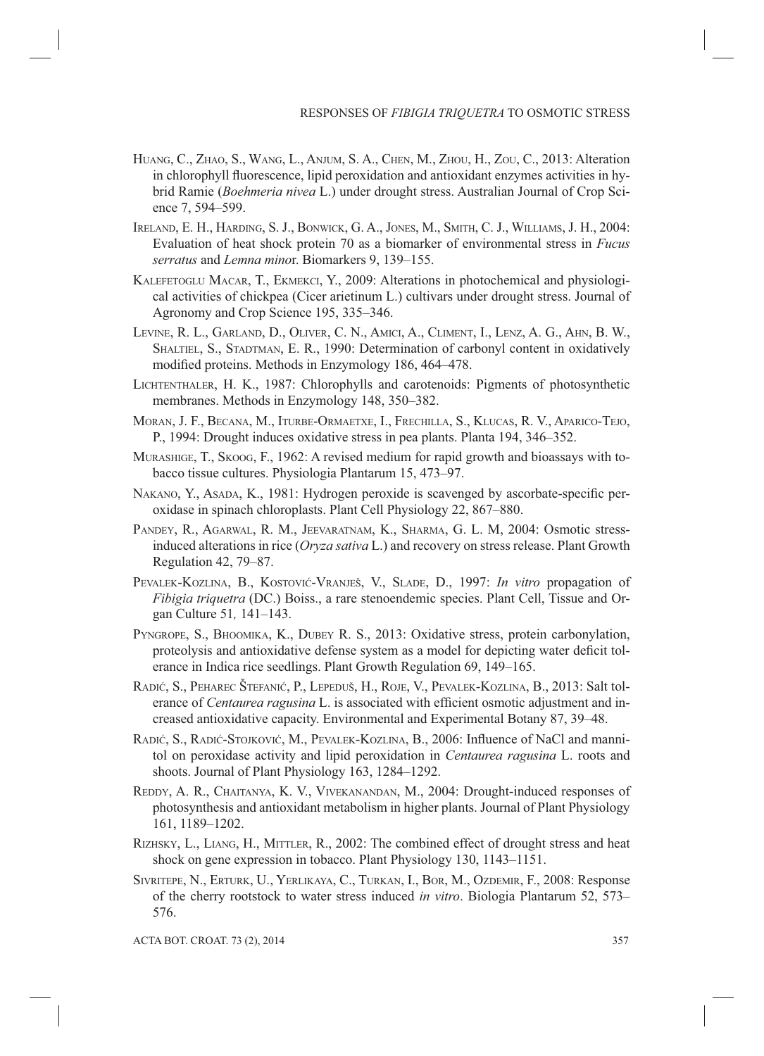Huang, C., Zhao, S., Wang, L., Anjum, S. A., Chen, M., Zhou, H., Zou, C., 2013: Alteration in chlorophyll fluorescence, lipid peroxidation and antioxidant enzymes activities in hybrid Ramie (*Boehmeria nivea* L.) under drought stress. Australian Journal of Crop Science 7, 594–599.

Ireland, E. H., Harding, S. J., Bonwick, G. A., Jones, M., Smith, C. J., Williams, J. H., 2004: Evaluation of heat shock protein 70 as a biomarker of environmental stress in *Fucus serratus* and *Lemna mino*r. Biomarkers 9, 139–155.

Kalefetoglu Macar, T., Ekmekci, Y., 2009: Alterations in photochemical and physiological activities of chickpea (Cicer arietinum L.) cultivars under drought stress. Journal of Agronomy and Crop Science 195, 335–346.

Levine, R. L., Garland, D., Oliver, C. N., Amici, A., Climent, I., Lenz, A. G., Ahn, B. W., Shaltiel, S., Stadtman, E. R., 1990: Determination of carbonyl content in oxidatively modified proteins. Methods in Enzymology 186, 464–478.

Lichtenthaler, H. K., 1987: Chlorophylls and carotenoids: Pigments of photosynthetic membranes. Methods in Enzymology 148, 350–382.

Moran, J. F., Becana, M., Iturbe-Ormaetxe, I., Frechilla, S., Klucas, R. V., Aparico-Tejo, P., 1994: Drought induces oxidative stress in pea plants. Planta 194, 346–352.

Murashige, T., Skoog, F., 1962: A revised medium for rapid growth and bioassays with tobacco tissue cultures. Physiologia Plantarum 15, 473–97.

Nakano, Y., Asada, K., 1981: Hydrogen peroxide is scavenged by ascorbate-specific peroxidase in spinach chloroplasts. Plant Cell Physiology 22, 867–880.

Pandey, R., Agarwal, R. M., Jeevaratnam, K., Sharma, G. L. M, 2004: Osmotic stress-induced alterations in rice (*Oryza sativa* L.) and recovery on stress release. Plant Growth Regulation 42, 79–87.

Pevalek-Kozlina, B., Kostović-Vranješ, V., Slade, D., 1997: *In vitro* propagation of *Fibigia triquetra* (DC.) Boiss., a rare stenoendemic species. Plant Cell, Tissue and Organ Culture 51*,* 141–143.

Pyngrope, S., Bhoomika, K., Dubey R. S., 2013: Oxidative stress, protein carbonylation, proteolysis and antioxidative defense system as a model for depicting water deficit tolerance in Indica rice seedlings. Plant Growth Regulation 69, 149–165.

Radić, S., Peharec Štefanić, P., Lepeduš, H., Roje, V., Pevalek-Kozlina, B., 2013: Salt tolerance of *Centaurea ragusina* L. is associated with efficient osmotic adjustment and increased antioxidative capacity. Environmental and Experimental Botany 87, 39–48.

Radić, S., Radić-Stojković, M., Pevalek-Kozlina, B., 2006: Influence of NaCl and mannitol on peroxidase activity and lipid peroxidation in *Centaurea ragusina* L. roots and shoots. Journal of Plant Physiology 163, 1284–1292.

Reddy, A. R., Chaitanya, K. V., Vivekanandan, M., 2004: Drought-induced responses of photosynthesis and antioxidant metabolism in higher plants. Journal of Plant Physiology 161, 1189–1202.

Rizhsky, L., Liang, H., Mittler, R., 2002: The combined effect of drought stress and heat shock on gene expression in tobacco. Plant Physiology 130, 1143–1151.

Sivritepe, N., Erturk, U., Yerlikaya, C., Turkan, I., Bor, M., Ozdemir, F., 2008: Response of the cherry rootstock to water stress induced *in vitro*. Biologia Plantarum 52, 573–576.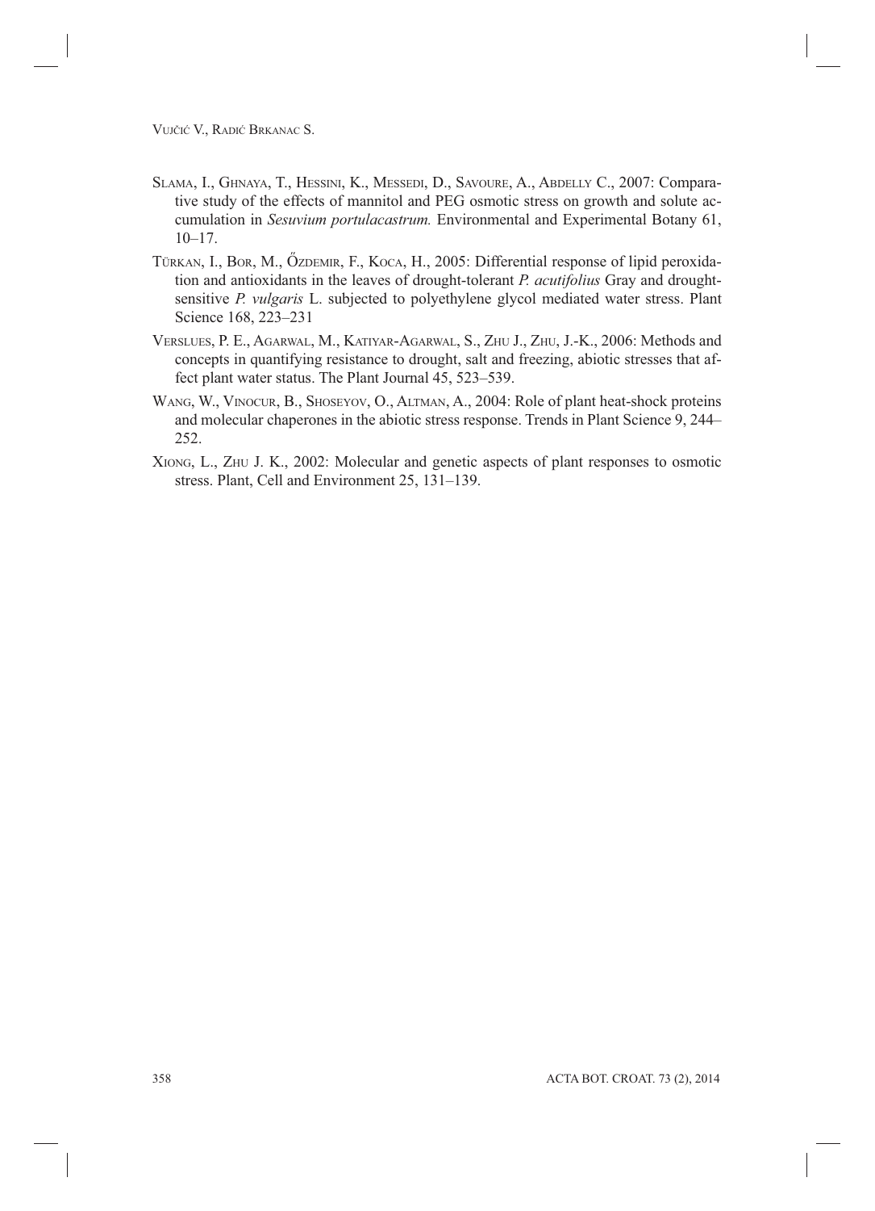Slama, I., Ghnaya, T., Hessini, K., Messedi, D., Savoure, A., Abdelly C., 2007: Comparative study of the effects of mannitol and PEG osmotic stress on growth and solute accumulation in *Sesuvium portulacastrum.* Environmental and Experimental Botany 61, 10–17.

Türkan, I., Bor, M., Őzdemir, F., Koca, H., 2005: Differential response of lipid peroxidation and antioxidants in the leaves of drought-tolerant *P. acutifolius* Gray and drought-sensitive *P. vulgaris* L. subjected to polyethylene glycol mediated water stress. Plant Science 168, 223–231

Verslues, P. E., Agarwal, M., Katiyar-Agarwal, S., Zhu J., Zhu, J.-K., 2006: Methods and concepts in quantifying resistance to drought, salt and freezing, abiotic stresses that affect plant water status. The Plant Journal 45, 523–539.

Wang, W., Vinocur, B., Shoseyov, O., Altman, A., 2004: Role of plant heat-shock proteins and molecular chaperones in the abiotic stress response. Trends in Plant Science 9, 244–252.

Xiong, L., Zhu J. K., 2002: Molecular and genetic aspects of plant responses to osmotic stress. Plant, Cell and Environment 25, 131–139.